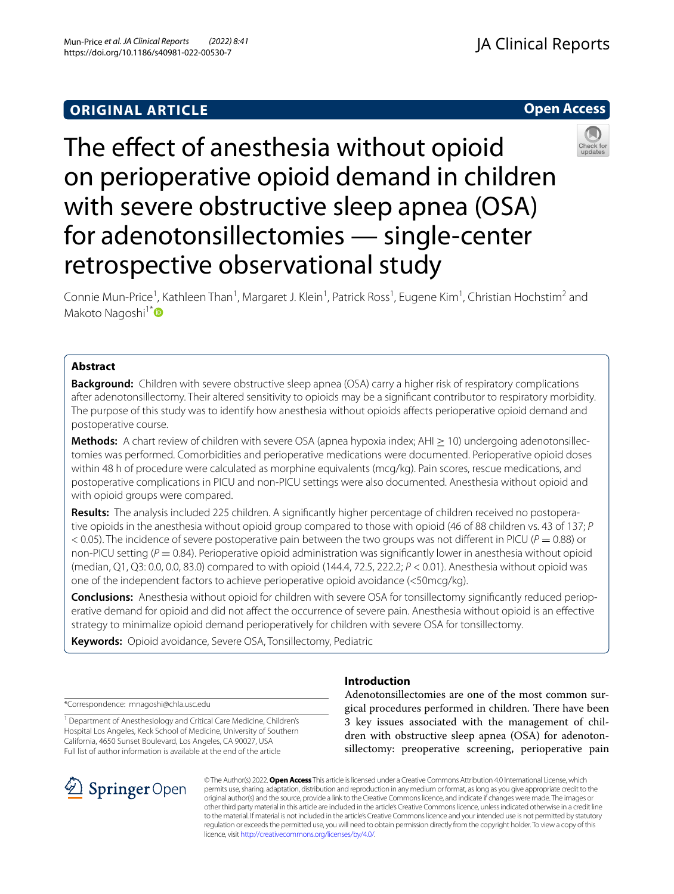ORIGINAL ARTICLE

Open Access

# The effect of anesthesia without opioid on perioperative opioid demand in children with severe obstructive sleep apnea (OSA) for adenotonsillectomies — single-center retrospective observational study

Connie Mun-Price[1], Kathleen Than[1], Margaret J. Klein[1], Patrick Ross[1], Eugene Kim[1], Christian Hochstim[2] and Makoto Nagoshi[1*]

## Abstract

**Background:** Children with severe obstructive sleep apnea (OSA) carry a higher risk of respiratory complications after adenotonsillectomy. Their altered sensitivity to opioids may be a significant contributor to respiratory morbidity. The purpose of this study was to identify how anesthesia without opioids affects perioperative opioid demand and postoperative course.

**Methods:** A chart review of children with severe OSA (apnea hypoxia index; AHI ≥ 10) undergoing adenotonsillectomies was performed. Comorbidities and perioperative medications were documented. Perioperative opioid doses within 48 h of procedure were calculated as morphine equivalents (mcg/kg). Pain scores, rescue medications, and postoperative complications in PICU and non-PICU settings were also documented. Anesthesia without opioid and with opioid groups were compared.

**Results:** The analysis included 225 children. A significantly higher percentage of children received no postoperative opioids in the anesthesia without opioid group compared to those with opioid (46 of 88 children vs. 43 of 137; $P < 0.05$). The incidence of severe postoperative pain between the two groups was not different in PICU ($P = 0.88$) or non-PICU setting ($P = 0.84$). Perioperative opioid administration was significantly lower in anesthesia without opioid (median, Q1, Q3: 0.0, 0.0, 83.0) compared to with opioid (144.4, 72.5, 222.2; $P < 0.01$). Anesthesia without opioid was one of the independent factors to achieve perioperative opioid avoidance (<50mcg/kg).

**Conclusions:** Anesthesia without opioid for children with severe OSA for tonsillectomy significantly reduced perioperative demand for opioid and did not affect the occurrence of severe pain. Anesthesia without opioid is an effective strategy to minimalize opioid demand perioperatively for children with severe OSA for tonsillectomy.

**Keywords:** Opioid avoidance, Severe OSA, Tonsillectomy, Pediatric

*Correspondence: mnagoshi@chla.usc.edu

[1] Department of Anesthesiology and Critical Care Medicine, Children's Hospital Los Angeles, Keck School of Medicine, University of Southern California, 4650 Sunset Boulevard, Los Angeles, CA 90027, USA

Full list of author information is available at the end of the article

## Introduction

Adenotonsillectomies are one of the most common surgical procedures performed in children. There have been 3 key issues associated with the management of children with obstructive sleep apnea (OSA) for adenotonsillectomy: preoperative screening, perioperative pain

© The Author(s) 2022. **Open Access** This article is licensed under a Creative Commons Attribution 4.0 International License, which permits use, sharing, adaptation, distribution and reproduction in any medium or format, as long as you give appropriate credit to the original author(s) and the source, provide a link to the Creative Commons licence, and indicate if changes were made. The images or other third party material in this article are included in the article's Creative Commons licence, unless indicated otherwise in a credit line to the material. If material is not included in the article's Creative Commons licence and your intended use is not permitted by statutory regulation or exceeds the permitted use, you will need to obtain permission directly from the copyright holder. To view a copy of this licence, visit http://creativecommons.org/licenses/by/4.0/.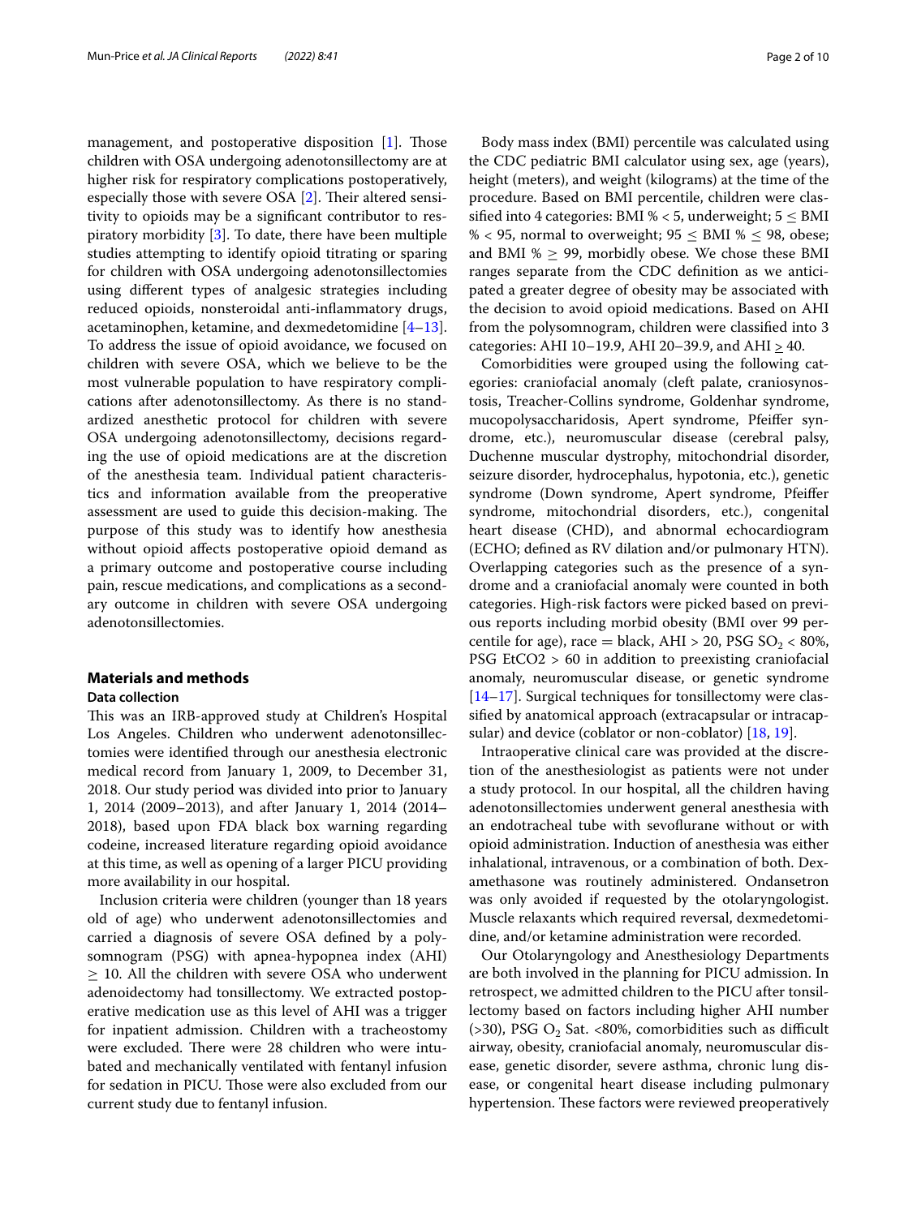management, and postoperative disposition [1]. Those children with OSA undergoing adenotonsillectomy are at higher risk for respiratory complications postoperatively, especially those with severe OSA [2]. Their altered sensitivity to opioids may be a significant contributor to respiratory morbidity [3]. To date, there have been multiple studies attempting to identify opioid titrating or sparing for children with OSA undergoing adenotonsillectomies using different types of analgesic strategies including reduced opioids, nonsteroidal anti-inflammatory drugs, acetaminophen, ketamine, and dexmedetomidine [4–13]. To address the issue of opioid avoidance, we focused on children with severe OSA, which we believe to be the most vulnerable population to have respiratory complications after adenotonsillectomy. As there is no standardized anesthetic protocol for children with severe OSA undergoing adenotonsillectomy, decisions regarding the use of opioid medications are at the discretion of the anesthesia team. Individual patient characteristics and information available from the preoperative assessment are used to guide this decision-making. The purpose of this study was to identify how anesthesia without opioid affects postoperative opioid demand as a primary outcome and postoperative course including pain, rescue medications, and complications as a secondary outcome in children with severe OSA undergoing adenotonsillectomies.

## Materials and methods

### Data collection

This was an IRB-approved study at Children's Hospital Los Angeles. Children who underwent adenotonsillectomies were identified through our anesthesia electronic medical record from January 1, 2009, to December 31, 2018. Our study period was divided into prior to January 1, 2014 (2009–2013), and after January 1, 2014 (2014–2018), based upon FDA black box warning regarding codeine, increased literature regarding opioid avoidance at this time, as well as opening of a larger PICU providing more availability in our hospital.

Inclusion criteria were children (younger than 18 years old of age) who underwent adenotonsillectomies and carried a diagnosis of severe OSA defined by a polysomnogram (PSG) with apnea-hypopnea index (AHI) $\geq$ 10. All the children with severe OSA who underwent adenoidectomy had tonsillectomy. We extracted postoperative medication use as this level of AHI was a trigger for inpatient admission. Children with a tracheostomy were excluded. There were 28 children who were intubated and mechanically ventilated with fentanyl infusion for sedation in PICU. Those were also excluded from our current study due to fentanyl infusion.

Body mass index (BMI) percentile was calculated using the CDC pediatric BMI calculator using sex, age (years), height (meters), and weight (kilograms) at the time of the procedure. Based on BMI percentile, children were classified into 4 categories: BMI % < 5, underweight; 5 $\leq$ BMI % < 95, normal to overweight; 95 $\leq$ BMI % $\leq$ 98, obese; and BMI % $\geq$ 99, morbidly obese. We chose these BMI ranges separate from the CDC definition as we anticipated a greater degree of obesity may be associated with the decision to avoid opioid medications. Based on AHI from the polysomnogram, children were classified into 3 categories: AHI 10–19.9, AHI 20–39.9, and AHI $\geq$ 40.

Comorbidities were grouped using the following categories: craniofacial anomaly (cleft palate, craniosynostosis, Treacher-Collins syndrome, Goldenhar syndrome, mucopolysaccharidosis, Apert syndrome, Pfeiffer syndrome, etc.), neuromuscular disease (cerebral palsy, Duchenne muscular dystrophy, mitochondrial disorder, seizure disorder, hydrocephalus, hypotonia, etc.), genetic syndrome (Down syndrome, Apert syndrome, Pfeiffer syndrome, mitochondrial disorders, etc.), congenital heart disease (CHD), and abnormal echocardiogram (ECHO; defined as RV dilation and/or pulmonary HTN). Overlapping categories such as the presence of a syndrome and a craniofacial anomaly were counted in both categories. High-risk factors were picked based on previous reports including morbid obesity (BMI over 99 percentile for age), race = black, AHI > 20, PSG $SO_2$ < 80%, PSG $EtCO_2$ > 60 in addition to preexisting craniofacial anomaly, neuromuscular disease, or genetic syndrome [14–17]. Surgical techniques for tonsillectomy were classified by anatomical approach (extracapsular or intracapsular) and device (coblator or non-coblator) [18, 19].

Intraoperative clinical care was provided at the discretion of the anesthesiologist as patients were not under a study protocol. In our hospital, all the children having adenotonsillectomies underwent general anesthesia with an endotracheal tube with sevoflurane without or with opioid administration. Induction of anesthesia was either inhalational, intravenous, or a combination of both. Dexamethasone was routinely administered. Ondansetron was only avoided if requested by the otolaryngologist. Muscle relaxants which required reversal, dexmedetomidine, and/or ketamine administration were recorded.

Our Otolaryngology and Anesthesiology Departments are both involved in the planning for PICU admission. In retrospect, we admitted children to the PICU after tonsillectomy based on factors including higher AHI number (>30), PSG $O_2$ Sat. <80%, comorbidities such as difficult airway, obesity, craniofacial anomaly, neuromuscular disease, genetic disorder, severe asthma, chronic lung disease, or congenital heart disease including pulmonary hypertension. These factors were reviewed preoperatively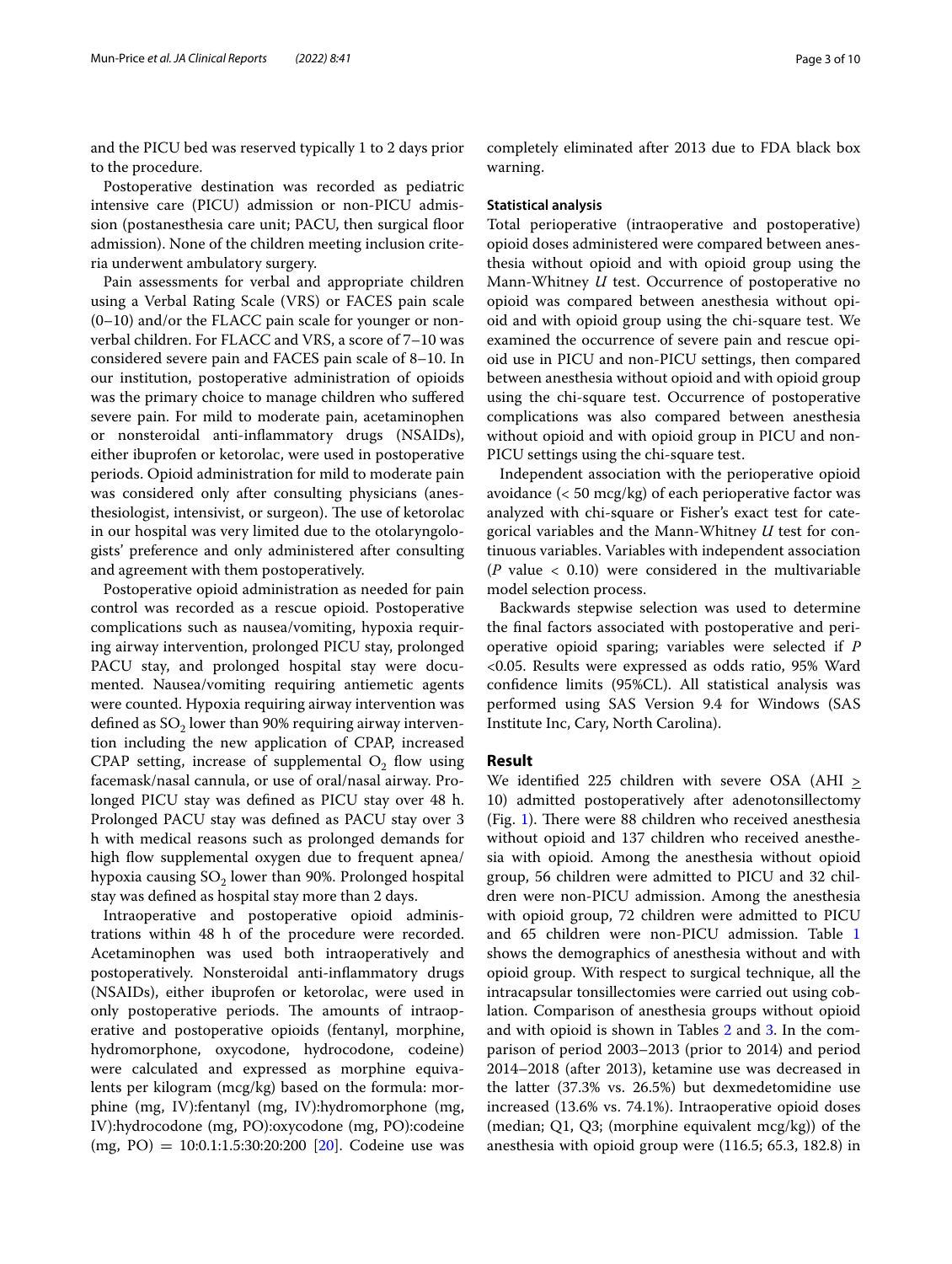and the PICU bed was reserved typically 1 to 2 days prior to the procedure.

Postoperative destination was recorded as pediatric intensive care (PICU) admission or non-PICU admission (postanesthesia care unit; PACU, then surgical floor admission). None of the children meeting inclusion criteria underwent ambulatory surgery.

Pain assessments for verbal and appropriate children using a Verbal Rating Scale (VRS) or FACES pain scale (0–10) and/or the FLACC pain scale for younger or nonverbal children. For FLACC and VRS, a score of 7–10 was considered severe pain and FACES pain scale of 8–10. In our institution, postoperative administration of opioids was the primary choice to manage children who suffered severe pain. For mild to moderate pain, acetaminophen or nonsteroidal anti-inflammatory drugs (NSAIDs), either ibuprofen or ketorolac, were used in postoperative periods. Opioid administration for mild to moderate pain was considered only after consulting physicians (anesthesiologist, intensivist, or surgeon). The use of ketorolac in our hospital was very limited due to the otolaryngologists' preference and only administered after consulting and agreement with them postoperatively.

Postoperative opioid administration as needed for pain control was recorded as a rescue opioid. Postoperative complications such as nausea/vomiting, hypoxia requiring airway intervention, prolonged PICU stay, prolonged PACU stay, and prolonged hospital stay were documented. Nausea/vomiting requiring antiemetic agents were counted. Hypoxia requiring airway intervention was defined as $SO_2$ lower than 90% requiring airway intervention including the new application of CPAP, increased CPAP setting, increase of supplemental $O_2$ flow using facemask/nasal cannula, or use of oral/nasal airway. Prolonged PICU stay was defined as PICU stay over 48 h. Prolonged PACU stay was defined as PACU stay over 3 h with medical reasons such as prolonged demands for high flow supplemental oxygen due to frequent apnea/hypoxia causing $SO_2$ lower than 90%. Prolonged hospital stay was defined as hospital stay more than 2 days.

Intraoperative and postoperative opioid administrations within 48 h of the procedure were recorded. Acetaminophen was used both intraoperatively and postoperatively. Nonsteroidal anti-inflammatory drugs (NSAIDs), either ibuprofen or ketorolac, were used in only postoperative periods. The amounts of intraoperative and postoperative opioids (fentanyl, morphine, hydromorphone, oxycodone, hydrocodone, codeine) were calculated and expressed as morphine equivalents per kilogram (mcg/kg) based on the formula: morphine (mg, IV):fentanyl (mg, IV):hydromorphone (mg, IV):hydrocodone (mg, PO):oxycodone (mg, PO):codeine (mg, PO) = 10:0.1:1.5:30:20:200 [20]. Codeine use was completely eliminated after 2013 due to FDA black box warning.

### Statistical analysis

Total perioperative (intraoperative and postoperative) opioid doses administered were compared between anesthesia without opioid and with opioid group using the Mann-Whitney *U* test. Occurrence of postoperative no opioid was compared between anesthesia without opioid and with opioid group using the chi-square test. We examined the occurrence of severe pain and rescue opioid use in PICU and non-PICU settings, then compared between anesthesia without opioid and with opioid group using the chi-square test. Occurrence of postoperative complications was also compared between anesthesia without opioid and with opioid group in PICU and non-PICU settings using the chi-square test.

Independent association with the perioperative opioid avoidance (< 50 mcg/kg) of each perioperative factor was analyzed with chi-square or Fisher's exact test for categorical variables and the Mann-Whitney *U* test for continuous variables. Variables with independent association ($P$ value $< 0.10$) were considered in the multivariable model selection process.

Backwards stepwise selection was used to determine the final factors associated with postoperative and perioperative opioid sparing; variables were selected if $P$ <0.05. Results were expressed as odds ratio, 95% Ward confidence limits (95%CL). All statistical analysis was performed using SAS Version 9.4 for Windows (SAS Institute Inc, Cary, North Carolina).

## Result

We identified 225 children with severe OSA (AHI $\geq$ 10) admitted postoperatively after adenotonsillectomy (Fig. 1). There were 88 children who received anesthesia without opioid and 137 children who received anesthesia with opioid group. Among the anesthesia without opioid group, 56 children were admitted to PICU and 32 children were non-PICU admission. Among the anesthesia with opioid group, 72 children were admitted to PICU and 65 children were non-PICU admission. Table 1 shows the demographics of anesthesia without and with opioid group. With respect to surgical technique, all the intracapsular tonsillectomies were carried out using coblation. Comparison of anesthesia groups without opioid and with opioid is shown in Tables 2 and 3. In the comparison of period 2003–2013 (prior to 2014) and period 2014–2018 (after 2013), ketamine use was decreased in the latter (37.3% vs. 26.5%) but dexmedetomidine use increased (13.6% vs. 74.1%). Intraoperative opioid doses (median; Q1, Q3; (morphine equivalent mcg/kg)) of the anesthesia with opioid group were (116.5; 65.3, 182.8) in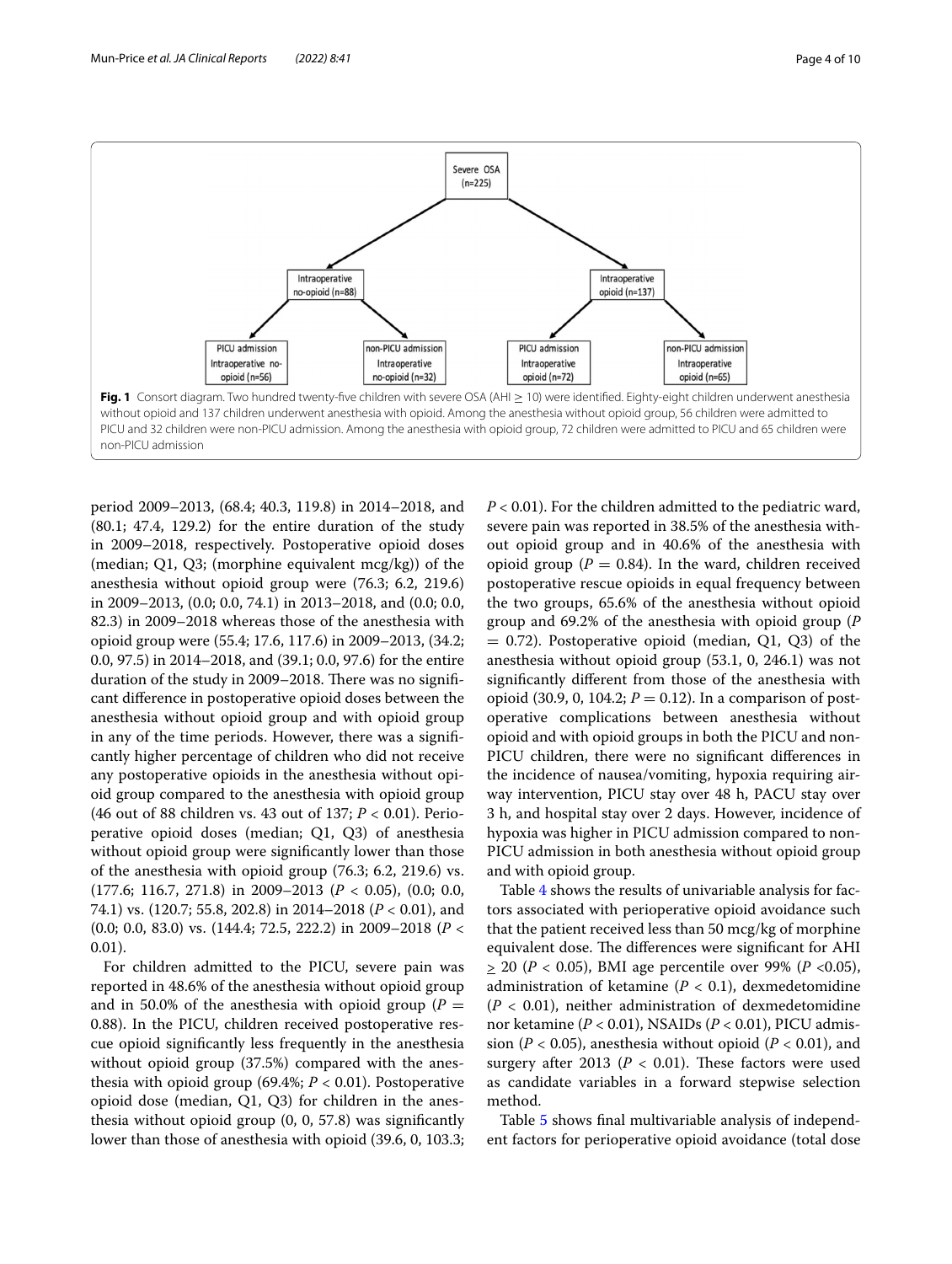Severe OSA (n=225)

Intraoperative no-opioid (n=88)

Intraoperative opioid (n=137)

PICU admission Intraoperative no-opioid (n=56)

non-PICU admission Intraoperative no-opioid (n=32)

PICU admission Intraoperative opioid (n=72)

non-PICU admission Intraoperative opioid (n=65)

**Fig. 1** Consort diagram. Two hundred twenty-five children with severe OSA (AHI $\geq$ 10) were identified. Eighty-eight children underwent anesthesia without opioid and 137 children underwent anesthesia with opioid. Among the anesthesia without opioid group, 56 children were admitted to PICU and 32 children were non-PICU admission. Among the anesthesia with opioid group, 72 children were admitted to PICU and 65 children were non-PICU admission

period 2009–2013, (68.4; 40.3, 119.8) in 2014–2018, and (80.1; 47.4, 129.2) for the entire duration of the study in 2009–2018, respectively. Postoperative opioid doses (median; Q1, Q3; (morphine equivalent mcg/kg)) of the anesthesia without opioid group were (76.3; 6.2, 219.6) in 2009–2013, (0.0; 0.0, 74.1) in 2013–2018, and (0.0; 0.0, 82.3) in 2009–2018 whereas those of the anesthesia with opioid group were (55.4; 17.6, 117.6) in 2009–2013, (34.2; 0.0, 97.5) in 2014–2018, and (39.1; 0.0, 97.6) for the entire duration of the study in 2009–2018. There was no significant difference in postoperative opioid doses between the anesthesia without opioid group and with opioid group in any of the time periods. However, there was a significantly higher percentage of children who did not receive any postoperative opioids in the anesthesia without opioid group compared to the anesthesia with opioid group (46 out of 88 children vs. 43 out of 137; $P < 0.01$). Perioperative opioid doses (median; Q1, Q3) of anesthesia without opioid group were significantly lower than those of the anesthesia with opioid group (76.3; 6.2, 219.6) vs. (177.6; 116.7, 271.8) in 2009–2013 ($P < 0.05$), (0.0; 0.0, 74.1) vs. (120.7; 55.8, 202.8) in 2014–2018 ($P < 0.01$), and (0.0; 0.0, 83.0) vs. (144.4; 72.5, 222.2) in 2009–2018 ($P < 0.01$).

For children admitted to the PICU, severe pain was reported in 48.6% of the anesthesia without opioid group and in 50.0% of the anesthesia with opioid group ($P = 0.88$). In the PICU, children received postoperative rescue opioid significantly less frequently in the anesthesia without opioid group (37.5%) compared with the anesthesia with opioid group (69.4%; $P < 0.01$). Postoperative opioid dose (median, Q1, Q3) for children in the anesthesia without opioid group (0, 0, 57.8) was significantly lower than those of anesthesia with opioid (39.6, 0, 103.3; $P < 0.01$). For the children admitted to the pediatric ward, severe pain was reported in 38.5% of the anesthesia without opioid group and in 40.6% of the anesthesia with opioid group ($P = 0.84$). In the ward, children received postoperative rescue opioids in equal frequency between the two groups, 65.6% of the anesthesia without opioid group and 69.2% of the anesthesia with opioid group ($P = 0.72$). Postoperative opioid (median, Q1, Q3) of the anesthesia without opioid group (53.1, 0, 246.1) was not significantly different from those of the anesthesia with opioid (30.9, 0, 104.2; $P = 0.12$). In a comparison of postoperative complications between anesthesia without opioid and with opioid groups in both the PICU and non-PICU children, there were no significant differences in the incidence of nausea/vomiting, hypoxia requiring airway intervention, PICU stay over 48 h, PACU stay over 3 h, and hospital stay over 2 days. However, incidence of hypoxia was higher in PICU admission compared to non-PICU admission in both anesthesia without opioid group and with opioid group.

Table 4 shows the results of univariable analysis for factors associated with perioperative opioid avoidance such that the patient received less than 50 mcg/kg of morphine equivalent dose. The differences were significant for AHI $\geq$ 20 ($P < 0.05$), BMI age percentile over 99% ($P < 0.05$), administration of ketamine ($P < 0.1$), dexmedetomidine ($P < 0.01$), neither administration of dexmedetomidine nor ketamine ($P < 0.01$), NSAIDs ($P < 0.01$), PICU admission ($P < 0.05$), anesthesia without opioid ($P < 0.01$), and surgery after 2013 ($P < 0.01$). These factors were used as candidate variables in a forward stepwise selection method.

Table 5 shows final multivariable analysis of independent factors for perioperative opioid avoidance (total dose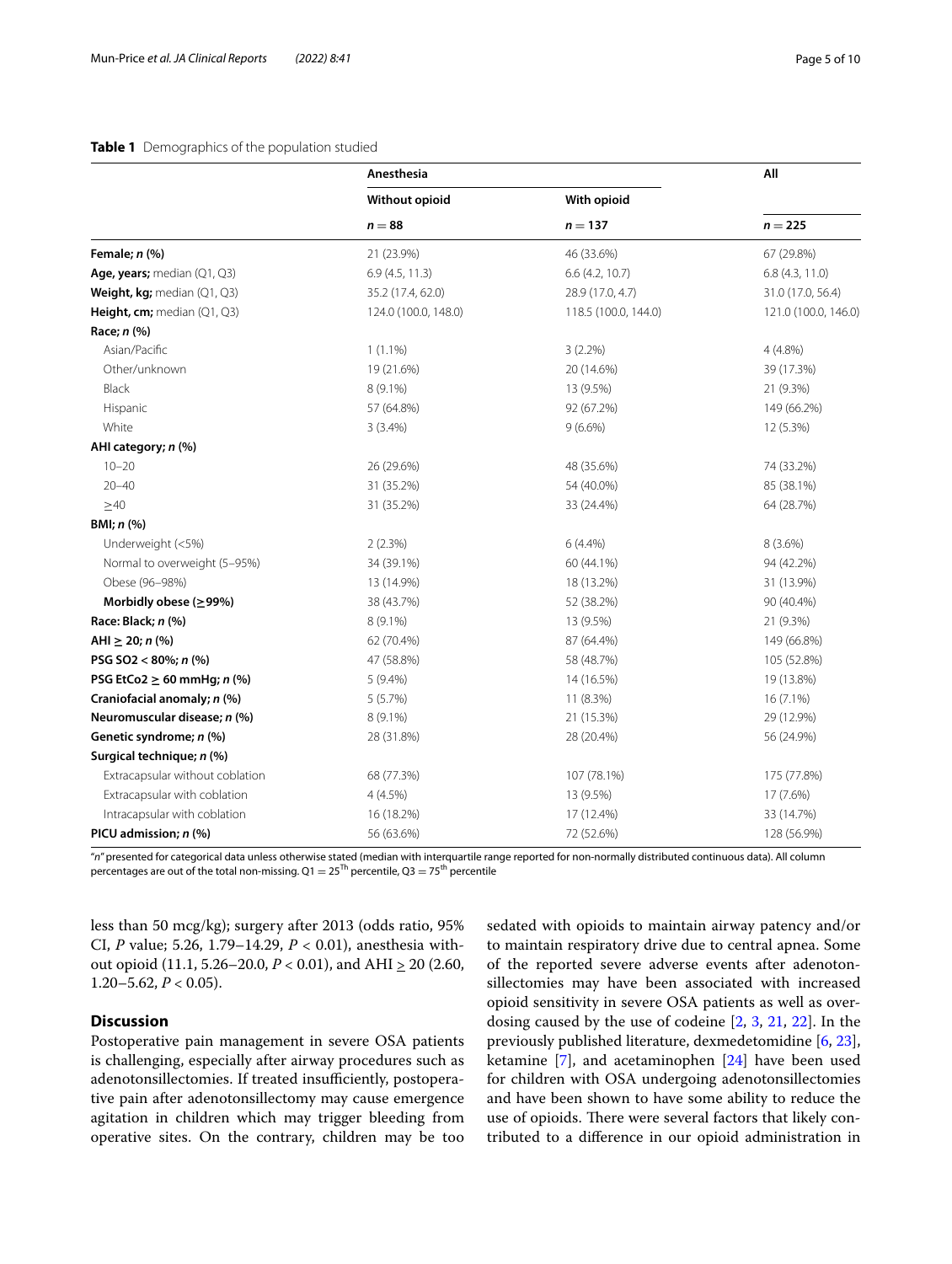**Table 1** Demographics of the population studied

| | Anesthesia | | All |
|---|---|---|---|
| | Without opioid | With opioid | |
| | $n = 88$ | $n = 137$ | $n = 225$ |
| **Female; *n* (%)** | 21 (23.9%) | 46 (33.6%) | 67 (29.8%) |
| **Age, years;** median (Q1, Q3) | 6.9 (4.5, 11.3) | 6.6 (4.2, 10.7) | 6.8 (4.3, 11.0) |
| **Weight, kg;** median (Q1, Q3) | 35.2 (17.4, 62.0) | 28.9 (17.0, 4.7) | 31.0 (17.0, 56.4) |
| **Height, cm;** median (Q1, Q3) | 124.0 (100.0, 148.0) | 118.5 (100.0, 144.0) | 121.0 (100.0, 146.0) |
| **Race; *n* (%)** | | | |
| Asian/Pacific | 1 (1.1%) | 3 (2.2%) | 4 (4.8%) |
| Other/unknown | 19 (21.6%) | 20 (14.6%) | 39 (17.3%) |
| Black | 8 (9.1%) | 13 (9.5%) | 21 (9.3%) |
| Hispanic | 57 (64.8%) | 92 (67.2%) | 149 (66.2%) |
| White | 3 (3.4%) | 9 (6.6%) | 12 (5.3%) |
| **AHI category; *n* (%)** | | | |
| 10–20 | 26 (29.6%) | 48 (35.6%) | 74 (33.2%) |
| 20–40 | 31 (35.2%) | 54 (40.0%) | 85 (38.1%) |
| ≥40 | 31 (35.2%) | 33 (24.4%) | 64 (28.7%) |
| **BMI; *n* (%)** | | | |
| Underweight (<5%) | 2 (2.3%) | 6 (4.4%) | 8 (3.6%) |
| Normal to overweight (5–95%) | 34 (39.1%) | 60 (44.1%) | 94 (42.2%) |
| Obese (96–98%) | 13 (14.9%) | 18 (13.2%) | 31 (13.9%) |
| **Morbidly obese (≥99%)** | 38 (43.7%) | 52 (38.2%) | 90 (40.4%) |
| **Race: Black; *n* (%)** | 8 (9.1%) | 13 (9.5%) | 21 (9.3%) |
| **AHI ≥ 20; *n* (%)** | 62 (70.4%) | 87 (64.4%) | 149 (66.8%) |
| **PSG SO2 < 80%; *n* (%)** | 47 (58.8%) | 58 (48.7%) | 105 (52.8%) |
| **PSG EtCo2 ≥ 60 mmHg; *n* (%)** | 5 (9.4%) | 14 (16.5%) | 19 (13.8%) |
| **Craniofacial anomaly; *n* (%)** | 5 (5.7%) | 11 (8.3%) | 16 (7.1%) |
| **Neuromuscular disease; *n* (%)** | 8 (9.1%) | 21 (15.3%) | 29 (12.9%) |
| **Genetic syndrome; *n* (%)** | 28 (31.8%) | 28 (20.4%) | 56 (24.9%) |
| **Surgical technique; *n* (%)** | | | |
| Extracapsular without coblation | 68 (77.3%) | 107 (78.1%) | 175 (77.8%) |
| Extracapsular with coblation | 4 (4.5%) | 13 (9.5%) | 17 (7.6%) |
| Intracapsular with coblation | 16 (18.2%) | 17 (12.4%) | 33 (14.7%) |
| **PICU admission; *n* (%)** | 56 (63.6%) | 72 (52.6%) | 128 (56.9%) |

"*n*" presented for categorical data unless otherwise stated (median with interquartile range reported for non-normally distributed continuous data). All column percentages are out of the total non-missing. Q1 = 25[th] percentile, Q3 = 75[th] percentile

less than 50 mcg/kg); surgery after 2013 (odds ratio, 95% CI, *P* value; 5.26, 1.79–14.29, *P* < 0.01), anesthesia without opioid (11.1, 5.26–20.0, *P* < 0.01), and AHI ≥ 20 (2.60, 1.20–5.62, *P* < 0.05).

## Discussion

Postoperative pain management in severe OSA patients is challenging, especially after airway procedures such as adenotonsillectomies. If treated insufficiently, postoperative pain after adenotonsillectomy may cause emergence agitation in children which may trigger bleeding from operative sites. On the contrary, children may be too sedated with opioids to maintain airway patency and/or to maintain respiratory drive due to central apnea. Some of the reported severe adverse events after adenotonsillectomies may have been associated with increased opioid sensitivity in severe OSA patients as well as overdosing caused by the use of codeine [2, 3, 21, 22]. In the previously published literature, dexmedetomidine [6, 23], ketamine [7], and acetaminophen [24] have been used for children with OSA undergoing adenotonsillectomies and have been shown to have some ability to reduce the use of opioids. There were several factors that likely contributed to a difference in our opioid administration in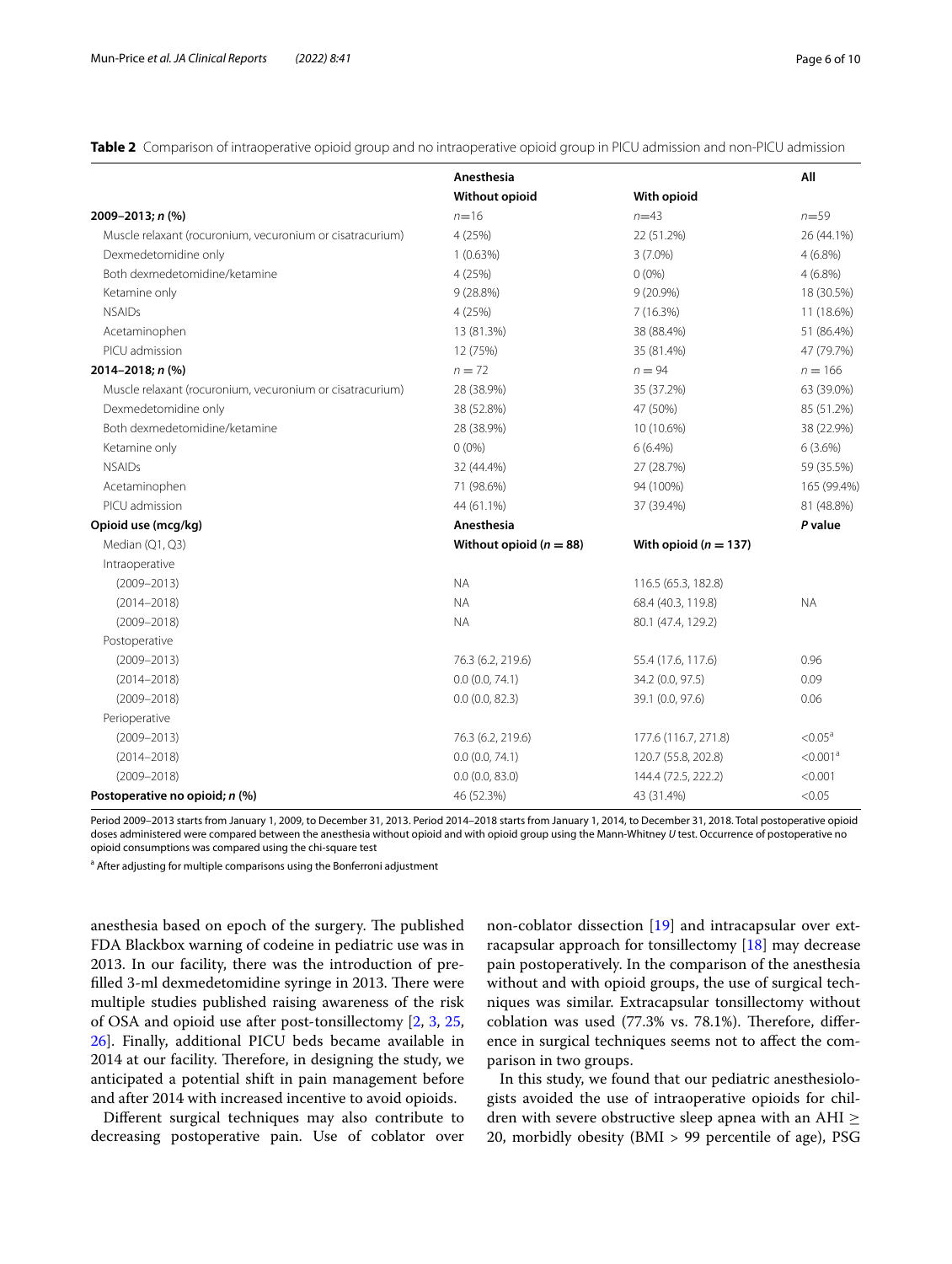**Table 2** Comparison of intraoperative opioid group and no intraoperative opioid group in PICU admission and non-PICU admission

| | Anesthesia | | All |
|---|---|---|---|
| | **Without opioid** | **With opioid** | |
| **2009–2013; *n* (%)** | *n*=16 | *n*=43 | *n*=59 |
| Muscle relaxant (rocuronium, vecuronium or cisatracurium) | 4 (25%) | 22 (51.2%) | 26 (44.1%) |
| Dexmedetomidine only | 1 (0.63%) | 3 (7.0%) | 4 (6.8%) |
| Both dexmedetomidine/ketamine | 4 (25%) | 0 (0%) | 4 (6.8%) |
| Ketamine only | 9 (28.8%) | 9 (20.9%) | 18 (30.5%) |
| NSAIDs | 4 (25%) | 7 (16.3%) | 11 (18.6%) |
| Acetaminophen | 13 (81.3%) | 38 (88.4%) | 51 (86.4%) |
| PICU admission | 12 (75%) | 35 (81.4%) | 47 (79.7%) |
| **2014–2018; *n* (%)** | *n* = 72 | *n* = 94 | *n* = 166 |
| Muscle relaxant (rocuronium, vecuronium or cisatracurium) | 28 (38.9%) | 35 (37.2%) | 63 (39.0%) |
| Dexmedetomidine only | 38 (52.8%) | 47 (50%) | 85 (51.2%) |
| Both dexmedetomidine/ketamine | 28 (38.9%) | 10 (10.6%) | 38 (22.9%) |
| Ketamine only | 0 (0%) | 6 (6.4%) | 6 (3.6%) |
| NSAIDs | 32 (44.4%) | 27 (28.7%) | 59 (35.5%) |
| Acetaminophen | 71 (98.6%) | 94 (100%) | 165 (99.4%) |
| PICU admission | 44 (61.1%) | 37 (39.4%) | 81 (48.8%) |
| **Opioid use (mcg/kg)** | **Anesthesia** | | ***P* value** |
| Median (Q1, Q3) | **Without opioid (*n* = 88)** | **With opioid (*n* = 137)** | |
| Intraoperative | | | |
| (2009–2013) | NA | 116.5 (65.3, 182.8) | |
| (2014–2018) | NA | 68.4 (40.3, 119.8) | NA |
| (2009–2018) | NA | 80.1 (47.4, 129.2) | |
| Postoperative | | | |
| (2009–2013) | 76.3 (6.2, 219.6) | 55.4 (17.6, 117.6) | 0.96 |
| (2014–2018) | 0.0 (0.0, 74.1) | 34.2 (0.0, 97.5) | 0.09 |
| (2009–2018) | 0.0 (0.0, 82.3) | 39.1 (0.0, 97.6) | 0.06 |
| Perioperative | | | |
| (2009–2013) | 76.3 (6.2, 219.6) | 177.6 (116.7, 271.8) | <0.05[a] |
| (2014–2018) | 0.0 (0.0, 74.1) | 120.7 (55.8, 202.8) | <0.001[a] |
| (2009–2018) | 0.0 (0.0, 83.0) | 144.4 (72.5, 222.2) | <0.001 |
| **Postoperative no opioid; *n* (%)** | 46 (52.3%) | 43 (31.4%) | <0.05 |

Period 2009–2013 starts from January 1, 2009, to December 31, 2013. Period 2014–2018 starts from January 1, 2014, to December 31, 2018. Total postoperative opioid doses administered were compared between the anesthesia without opioid and with opioid group using the Mann-Whitney *U* test. Occurrence of postoperative no opioid consumptions was compared using the chi-square test

[a] After adjusting for multiple comparisons using the Bonferroni adjustment

anesthesia based on epoch of the surgery. The published FDA Blackbox warning of codeine in pediatric use was in 2013. In our facility, there was the introduction of prefilled 3-ml dexmedetomidine syringe in 2013. There were multiple studies published raising awareness of the risk of OSA and opioid use after post-tonsillectomy [2, 3, 25, 26]. Finally, additional PICU beds became available in 2014 at our facility. Therefore, in designing the study, we anticipated a potential shift in pain management before and after 2014 with increased incentive to avoid opioids.

Different surgical techniques may also contribute to decreasing postoperative pain. Use of coblator over non-coblator dissection [19] and intracapsular over extracapsular approach for tonsillectomy [18] may decrease pain postoperatively. In the comparison of the anesthesia without and with opioid groups, the use of surgical techniques was similar. Extracapsular tonsillectomy without coblation was used (77.3% vs. 78.1%). Therefore, difference in surgical techniques seems not to affect the comparison in two groups.

In this study, we found that our pediatric anesthesiologists avoided the use of intraoperative opioids for children with severe obstructive sleep apnea with an AHI ≥ 20, morbidly obesity (BMI > 99 percentile of age), PSG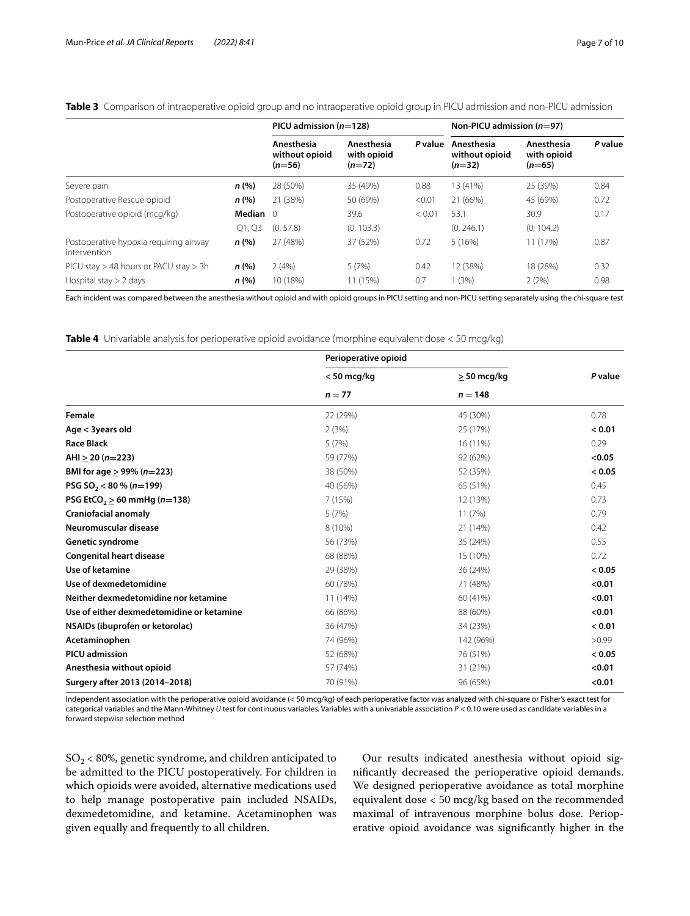**Table 3** Comparison of intraoperative opioid group and no intraoperative opioid group in PICU admission and non-PICU admission

| | | PICU admission ($n$=128) | | | Non-PICU admission ($n$=97) | | |
|---|---|---|---|---|---|---|---|
| | | Anesthesia without opioid ($n$=56) | Anesthesia with opioid ($n$=72) | *P* value | Anesthesia without opioid ($n$=32) | Anesthesia with opioid ($n$=65) | *P* value |
| Severe pain | ***n* (%)** | 28 (50%) | 35 (49%) | 0.88 | 13 (41%) | 25 (39%) | 0.84 |
| Postoperative Rescue opioid | ***n* (%)** | 21 (38%) | 50 (69%) | <0.01 | 21 (66%) | 45 (69%) | 0.72 |
| Postoperative opioid (mcg/kg) | **Median** | 0 | 39.6 | < 0.01 | 53.1 | 30.9 | 0.17 |
| | Q1, Q3 | (0, 57.8) | (0, 103.3) | | (0, 246.1) | (0, 104.2) | |
| Postoperative hypoxia requiring airway intervention | ***n* (%)** | 27 (48%) | 37 (52%) | 0.72 | 5 (16%) | 11 (17%) | 0.87 |
| PICU stay > 48 hours or PACU stay > 3h | ***n* (%)** | 2 (4%) | 5 (7%) | 0.42 | 12 (38%) | 18 (28%) | 0.32 |
| Hospital stay > 2 days | ***n* (%)** | 10 (18%) | 11 (15%) | 0.7 | 1 (3%) | 2 (2%) | 0.98 |

Each incident was compared between the anesthesia without opioid and with opioid groups in PICU setting and non-PICU setting separately using the chi-square test

**Table 4** Univariable analysis for perioperative opioid avoidance (morphine equivalent dose < 50 mcg/kg)

| | Perioperative opioid | | |
|---|---|---|---|
| | < 50 mcg/kg | ≥ 50 mcg/kg | *P* value |
| | $n = 77$ | $n = 148$ | |
| **Female** | 22 (29%) | 45 (30%) | 0.78 |
| **Age < 3years old** | 2 (3%) | 25 (17%) | **< 0.01** |
| **Race Black** | 5 (7%) | 16 (11%) | 0.29 |
| **AHI ≥ 20 (*n*=223)** | 59 (77%) | 92 (62%) | **<0.05** |
| **BMI for age ≥ 99% (*n*=223)** | 38 (50%) | 52 (35%) | **< 0.05** |
| **PSG $SO_2$ < 80 % (*n*=199)** | 40 (56%) | 65 (51%) | 0.45 |
| **PSG $EtCO_2$ ≥ 60 mmHg (*n*=138)** | 7 (15%) | 12 (13%) | 0.73 |
| **Craniofacial anomaly** | 5 (7%) | 11 (7%) | 0.79 |
| **Neuromuscular disease** | 8 (10%) | 21 (14%) | 0.42 |
| **Genetic syndrome** | 56 (73%) | 35 (24%) | 0.55 |
| **Congenital heart disease** | 68 (88%) | 15 (10%) | 0.72 |
| **Use of ketamine** | 29 (38%) | 36 (24%) | **< 0.05** |
| **Use of dexmedetomidine** | 60 (78%) | 71 (48%) | **<0.01** |
| **Neither dexmedetomidine nor ketamine** | 11 (14%) | 60 (41%) | **<0.01** |
| **Use of either dexmedetomidine or ketamine** | 66 (86%) | 88 (60%) | **<0.01** |
| **NSAIDs (ibuprofen or ketorolac)** | 36 (47%) | 34 (23%) | **< 0.01** |
| **Acetaminophen** | 74 (96%) | 142 (96%) | >0.99 |
| **PICU admission** | 52 (68%) | 76 (51%) | **< 0.05** |
| **Anesthesia without opioid** | 57 (74%) | 31 (21%) | **<0.01** |
| **Surgery after 2013 (2014–2018)** | 70 (91%) | 96 (65%) | **<0.01** |

Independent association with the perioperative opioid avoidance (< 50 mcg/kg) of each perioperative factor was analyzed with chi-square or Fisher's exact test for categorical variables and the Mann-Whitney *U* test for continuous variables. Variables with a univariable association $P < 0.10$ were used as candidate variables in a forward stepwise selection method

$SO_2$ < 80%, genetic syndrome, and children anticipated to be admitted to the PICU postoperatively. For children in which opioids were avoided, alternative medications used to help manage postoperative pain included NSAIDs, dexmedetomidine, and ketamine. Acetaminophen was given equally and frequently to all children.

Our results indicated anesthesia without opioid significantly decreased the perioperative opioid demands. We designed perioperative avoidance as total morphine equivalent dose < 50 mcg/kg based on the recommended maximal of intravenous morphine bolus dose. Perioperative opioid avoidance was significantly higher in the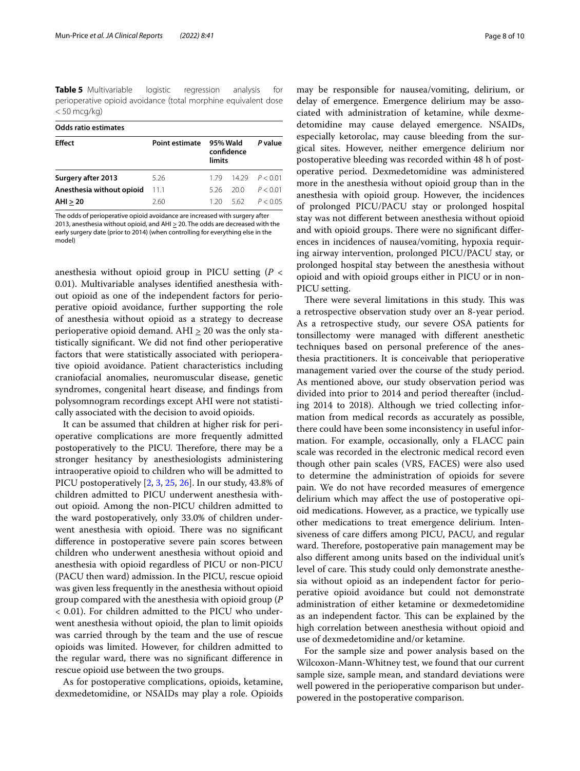**Table 5** Multivariable logistic regression analysis for perioperative opioid avoidance (total morphine equivalent dose < 50 mcg/kg)

| Odds ratio estimates | | | | |
|---|---|---|---|---|
| **Effect** | **Point estimate** | **95% Wald confidence limits** | | ***P* value** |
| **Surgery after 2013** | 5.26 | 1.79 | 14.29 | $P < 0.01$ |
| **Anesthesia without opioid** | 11.1 | 5.26 | 20.0 | $P < 0.01$ |
| **AHI ≥ 20** | 2.60 | 1.20 | 5.62 | $P < 0.05$ |

The odds of perioperative opioid avoidance are increased with surgery after 2013, anesthesia without opioid, and AHI ≥ 20. The odds are decreased with the early surgery date (prior to 2014) (when controlling for everything else in the model)

anesthesia without opioid group in PICU setting ($P < 0.01$). Multivariable analyses identified anesthesia without opioid as one of the independent factors for perioperative opioid avoidance, further supporting the role of anesthesia without opioid as a strategy to decrease perioperative opioid demand. AHI ≥ 20 was the only statistically significant. We did not find other perioperative factors that were statistically associated with perioperative opioid avoidance. Patient characteristics including craniofacial anomalies, neuromuscular disease, genetic syndromes, congenital heart disease, and findings from polysomnogram recordings except AHI were not statistically associated with the decision to avoid opioids.

It can be assumed that children at higher risk for perioperative complications are more frequently admitted postoperatively to the PICU. Therefore, there may be a stronger hesitancy by anesthesiologists administering intraoperative opioid to children who will be admitted to PICU postoperatively [2, 3, 25, 26]. In our study, 43.8% of children admitted to PICU underwent anesthesia without opioid. Among the non-PICU children admitted to the ward postoperatively, only 33.0% of children underwent anesthesia with opioid. There was no significant difference in postoperative severe pain scores between children who underwent anesthesia without opioid and anesthesia with opioid regardless of PICU or non-PICU (PACU then ward) admission. In the PICU, rescue opioid was given less frequently in the anesthesia without opioid group compared with the anesthesia with opioid group ($P < 0.01$). For children admitted to the PICU who underwent anesthesia without opioid, the plan to limit opioids was carried through by the team and the use of rescue opioids was limited. However, for children admitted to the regular ward, there was no significant difference in rescue opioid use between the two groups.

As for postoperative complications, opioids, ketamine, dexmedetomidine, or NSAIDs may play a role. Opioids may be responsible for nausea/vomiting, delirium, or delay of emergence. Emergence delirium may be associated with administration of ketamine, while dexmedetomidine may cause delayed emergence. NSAIDs, especially ketorolac, may cause bleeding from the surgical sites. However, neither emergence delirium nor postoperative bleeding was recorded within 48 h of postoperative period. Dexmedetomidine was administered more in the anesthesia without opioid group than in the anesthesia with opioid group. However, the incidences of prolonged PICU/PACU stay or prolonged hospital stay was not different between anesthesia without opioid and with opioid groups. There were no significant differences in incidences of nausea/vomiting, hypoxia requiring airway intervention, prolonged PICU/PACU stay, or prolonged hospital stay between the anesthesia without opioid and with opioid groups either in PICU or in non-PICU setting.

There were several limitations in this study. This was a retrospective observation study over an 8-year period. As a retrospective study, our severe OSA patients for tonsillectomy were managed with different anesthetic techniques based on personal preference of the anesthesia practitioners. It is conceivable that perioperative management varied over the course of the study period. As mentioned above, our study observation period was divided into prior to 2014 and period thereafter (including 2014 to 2018). Although we tried collecting information from medical records as accurately as possible, there could have been some inconsistency in useful information. For example, occasionally, only a FLACC pain scale was recorded in the electronic medical record even though other pain scales (VRS, FACES) were also used to determine the administration of opioids for severe pain. We do not have recorded measures of emergence delirium which may affect the use of postoperative opioid medications. However, as a practice, we typically use other medications to treat emergence delirium. Intensiveness of care differs among PICU, PACU, and regular ward. Therefore, postoperative pain management may be also different among units based on the individual unit's level of care. This study could only demonstrate anesthesia without opioid as an independent factor for perioperative opioid avoidance but could not demonstrate administration of either ketamine or dexmedetomidine as an independent factor. This can be explained by the high correlation between anesthesia without opioid and use of dexmedetomidine and/or ketamine.

For the sample size and power analysis based on the Wilcoxon-Mann-Whitney test, we found that our current sample size, sample mean, and standard deviations were well powered in the perioperative comparison but underpowered in the postoperative comparison.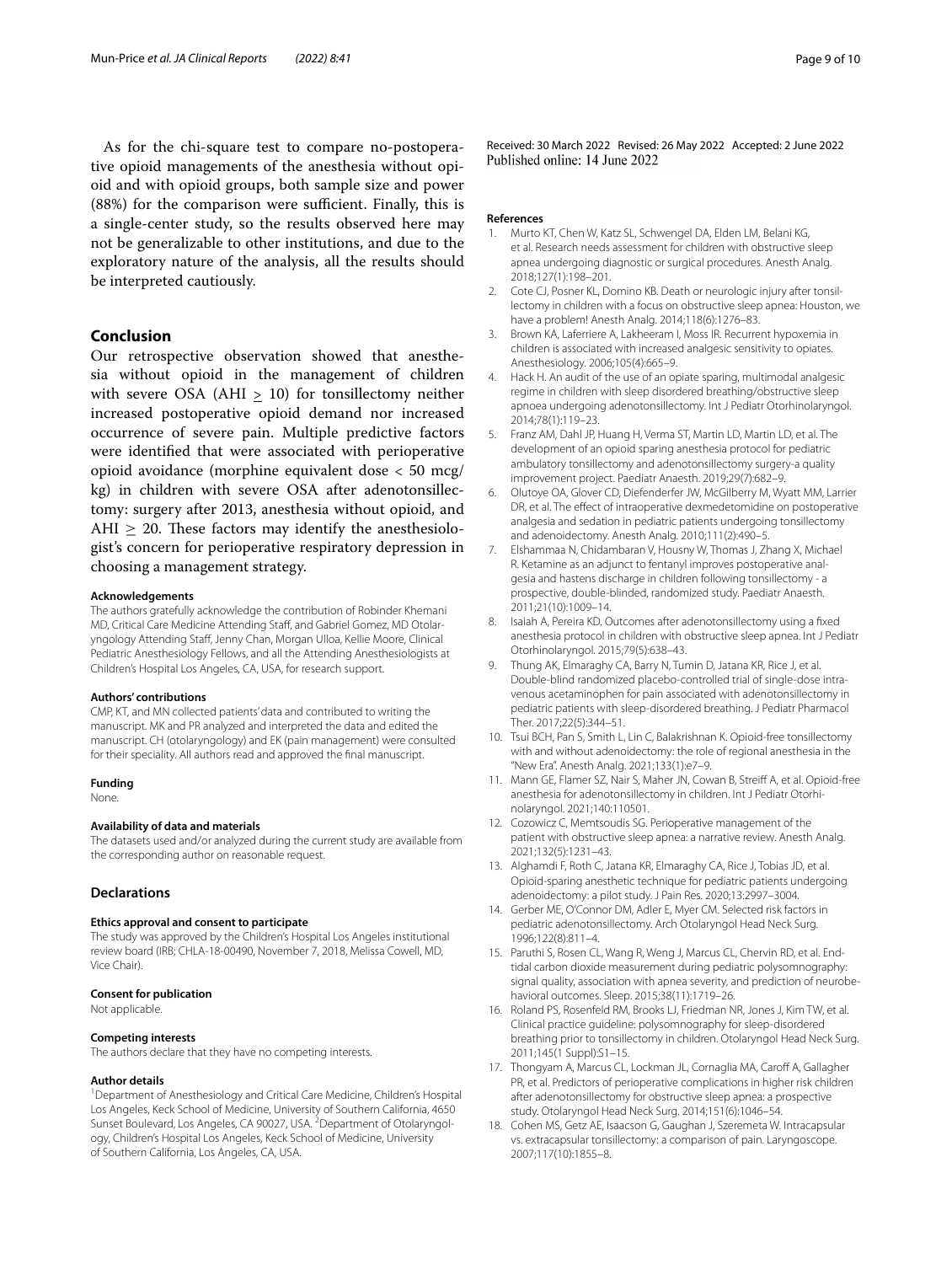As for the chi-square test to compare no-postoperative opioid managements of the anesthesia without opioid and with opioid groups, both sample size and power (88%) for the comparison were sufficient. Finally, this is a single-center study, so the results observed here may not be generalizable to other institutions, and due to the exploratory nature of the analysis, all the results should be interpreted cautiously.

## Conclusion

Our retrospective observation showed that anesthesia without opioid in the management of children with severe OSA (AHI $\geq$ 10) for tonsillectomy neither increased postoperative opioid demand nor increased occurrence of severe pain. Multiple predictive factors were identified that were associated with perioperative opioid avoidance (morphine equivalent dose < 50 mcg/kg) in children with severe OSA after adenotonsillectomy: surgery after 2013, anesthesia without opioid, and AHI $\geq$ 20. These factors may identify the anesthesiologist's concern for perioperative respiratory depression in choosing a management strategy.

#### Acknowledgements

The authors gratefully acknowledge the contribution of Robinder Khemani MD, Critical Care Medicine Attending Staff, and Gabriel Gomez, MD Otolaryngology Attending Staff, Jenny Chan, Morgan Ulloa, Kellie Moore, Clinical Pediatric Anesthesiology Fellows, and all the Attending Anesthesiologists at Children's Hospital Los Angeles, CA, USA, for research support.

#### Authors' contributions

CMP, KT, and MN collected patients' data and contributed to writing the manuscript. MK and PR analyzed and interpreted the data and edited the manuscript. CH (otolaryngology) and EK (pain management) were consulted for their speciality. All authors read and approved the final manuscript.

#### Funding

None.

#### Availability of data and materials

The datasets used and/or analyzed during the current study are available from the corresponding author on reasonable request.

### Declarations

#### Ethics approval and consent to participate

The study was approved by the Children's Hospital Los Angeles institutional review board (IRB; CHLA-18-00490, November 7, 2018, Melissa Cowell, MD, Vice Chair).

#### Consent for publication

Not applicable.

#### Competing interests

The authors declare that they have no competing interests.

#### Author details

[1]Department of Anesthesiology and Critical Care Medicine, Children's Hospital Los Angeles, Keck School of Medicine, University of Southern California, 4650 Sunset Boulevard, Los Angeles, CA 90027, USA. [2]Department of Otolaryngology, Children's Hospital Los Angeles, Keck School of Medicine, University of Southern California, Los Angeles, CA, USA.

Received: 30 March 2022 Revised: 26 May 2022 Accepted: 2 June 2022
Published online: 14 June 2022

#### References

1. Murto KT, Chen W, Katz SL, Schwengel DA, Elden LM, Belani KG, et al. Research needs assessment for children with obstructive sleep apnea undergoing diagnostic or surgical procedures. Anesth Analg. 2018;127(1):198–201.
2. Cote CJ, Posner KL, Domino KB. Death or neurologic injury after tonsillectomy in children with a focus on obstructive sleep apnea: Houston, we have a problem! Anesth Analg. 2014;118(6):1276–83.
3. Brown KA, Laferriere A, Lakheeram I, Moss IR. Recurrent hypoxemia in children is associated with increased analgesic sensitivity to opiates. Anesthesiology. 2006;105(4):665–9.
4. Hack H. An audit of the use of an opiate sparing, multimodal analgesic regime in children with sleep disordered breathing/obstructive sleep apnoea undergoing adenotonsillectomy. Int J Pediatr Otorhinolaryngol. 2014;78(1):119–23.
5. Franz AM, Dahl JP, Huang H, Verma ST, Martin LD, Martin LD, et al. The development of an opioid sparing anesthesia protocol for pediatric ambulatory tonsillectomy and adenotonsillectomy surgery-a quality improvement project. Paediatr Anaesth. 2019;29(7):682–9.
6. Olutoye OA, Glover CD, Diefenderfer JW, McGilberry M, Wyatt MM, Larrier DR, et al. The effect of intraoperative dexmedetomidine on postoperative analgesia and sedation in pediatric patients undergoing tonsillectomy and adenoidectomy. Anesth Analg. 2010;111(2):490–5.
7. Elshammaa N, Chidambaran V, Housny W, Thomas J, Zhang X, Michael R. Ketamine as an adjunct to fentanyl improves postoperative analgesia and hastens discharge in children following tonsillectomy - a prospective, double-blinded, randomized study. Paediatr Anaesth. 2011;21(10):1009–14.
8. Isaiah A, Pereira KD. Outcomes after adenotonsillectomy using a fixed anesthesia protocol in children with obstructive sleep apnea. Int J Pediatr Otorhinolaryngol. 2015;79(5):638–43.
9. Thung AK, Elmaraghy CA, Barry N, Tumin D, Jatana KR, Rice J, et al. Double-blind randomized placebo-controlled trial of single-dose intravenous acetaminophen for pain associated with adenotonsillectomy in pediatric patients with sleep-disordered breathing. J Pediatr Pharmacol Ther. 2017;22(5):344–51.
10. Tsui BCH, Pan S, Smith L, Lin C, Balakrishnan K. Opioid-free tonsillectomy with and without adenoidectomy: the role of regional anesthesia in the "New Era". Anesth Analg. 2021;133(1):e7–9.
11. Mann GE, Flamer SZ, Nair S, Maher JN, Cowan B, Streiff A, et al. Opioid-free anesthesia for adenotonsillectomy in children. Int J Pediatr Otorhinolaryngol. 2021;140:110501.
12. Cozowicz C, Memtsoudis SG. Perioperative management of the patient with obstructive sleep apnea: a narrative review. Anesth Analg. 2021;132(5):1231–43.
13. Alghamdi F, Roth C, Jatana KR, Elmaraghy CA, Rice J, Tobias JD, et al. Opioid-sparing anesthetic technique for pediatric patients undergoing adenoidectomy: a pilot study. J Pain Res. 2020;13:2997–3004.
14. Gerber ME, O'Connor DM, Adler E, Myer CM. Selected risk factors in pediatric adenotonsillectomy. Arch Otolaryngol Head Neck Surg. 1996;122(8):811–4.
15. Paruthi S, Rosen CL, Wang R, Weng J, Marcus CL, Chervin RD, et al. End-tidal carbon dioxide measurement during pediatric polysomnography: signal quality, association with apnea severity, and prediction of neurobehavioral outcomes. Sleep. 2015;38(11):1719–26.
16. Roland PS, Rosenfeld RM, Brooks LJ, Friedman NR, Jones J, Kim TW, et al. Clinical practice guideline: polysomnography for sleep-disordered breathing prior to tonsillectomy in children. Otolaryngol Head Neck Surg. 2011;145(1 Suppl):S1–15.
17. Thongyam A, Marcus CL, Lockman JL, Cornaglia MA, Caroff A, Gallagher PR, et al. Predictors of perioperative complications in higher risk children after adenotonsillectomy for obstructive sleep apnea: a prospective study. Otolaryngol Head Neck Surg. 2014;151(6):1046–54.
18. Cohen MS, Getz AE, Isaacson G, Gaughan J, Szeremeta W. Intracapsular vs. extracapsular tonsillectomy: a comparison of pain. Laryngoscope. 2007;117(10):1855–8.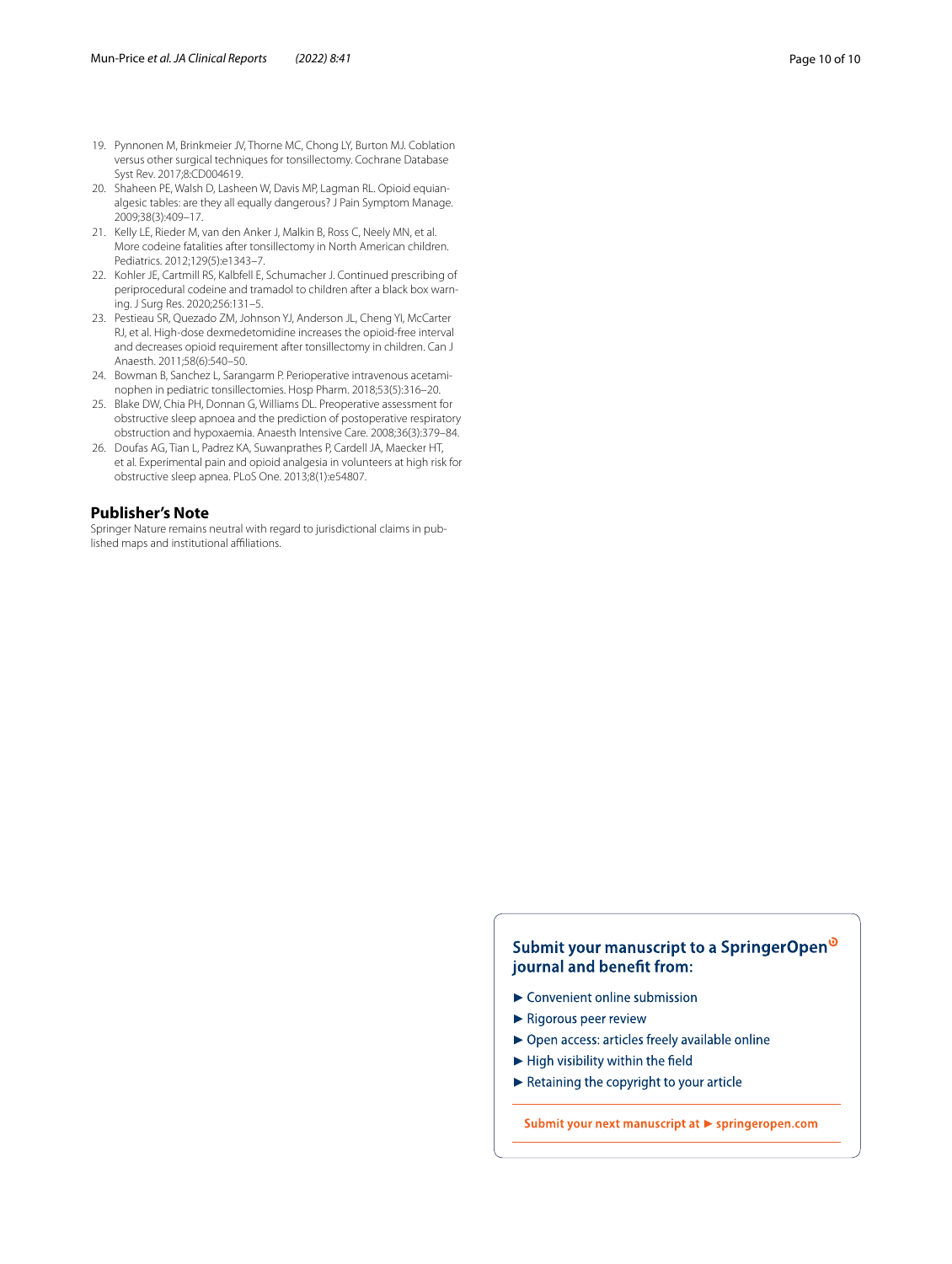19. Pynnonen M, Brinkmeier JV, Thorne MC, Chong LY, Burton MJ. Coblation versus other surgical techniques for tonsillectomy. Cochrane Database Syst Rev. 2017;8:CD004619.
20. Shaheen PE, Walsh D, Lasheen W, Davis MP, Lagman RL. Opioid equianalgesic tables: are they all equally dangerous? J Pain Symptom Manage. 2009;38(3):409–17.
21. Kelly LE, Rieder M, van den Anker J, Malkin B, Ross C, Neely MN, et al. More codeine fatalities after tonsillectomy in North American children. Pediatrics. 2012;129(5):e1343–7.
22. Kohler JE, Cartmill RS, Kalbfell E, Schumacher J. Continued prescribing of periprocedural codeine and tramadol to children after a black box warning. J Surg Res. 2020;256:131–5.
23. Pestieau SR, Quezado ZM, Johnson YJ, Anderson JL, Cheng YI, McCarter RJ, et al. High-dose dexmedetomidine increases the opioid-free interval and decreases opioid requirement after tonsillectomy in children. Can J Anaesth. 2011;58(6):540–50.
24. Bowman B, Sanchez L, Sarangarm P. Perioperative intravenous acetaminophen in pediatric tonsillectomies. Hosp Pharm. 2018;53(5):316–20.
25. Blake DW, Chia PH, Donnan G, Williams DL. Preoperative assessment for obstructive sleep apnoea and the prediction of postoperative respiratory obstruction and hypoxaemia. Anaesth Intensive Care. 2008;36(3):379–84.
26. Doufas AG, Tian L, Padrez KA, Suwanprathes P, Cardell JA, Maecker HT, et al. Experimental pain and opioid analgesia in volunteers at high risk for obstructive sleep apnea. PLoS One. 2013;8(1):e54807.

## Publisher's Note

Springer Nature remains neutral with regard to jurisdictional claims in published maps and institutional affiliations.

**Submit your manuscript to a SpringerOpen journal and benefit from:**

- ► Convenient online submission
- ► Rigorous peer review
- ► Open access: articles freely available online
- ► High visibility within the field
- ► Retaining the copyright to your article

**Submit your next manuscript at ► springeropen.com**